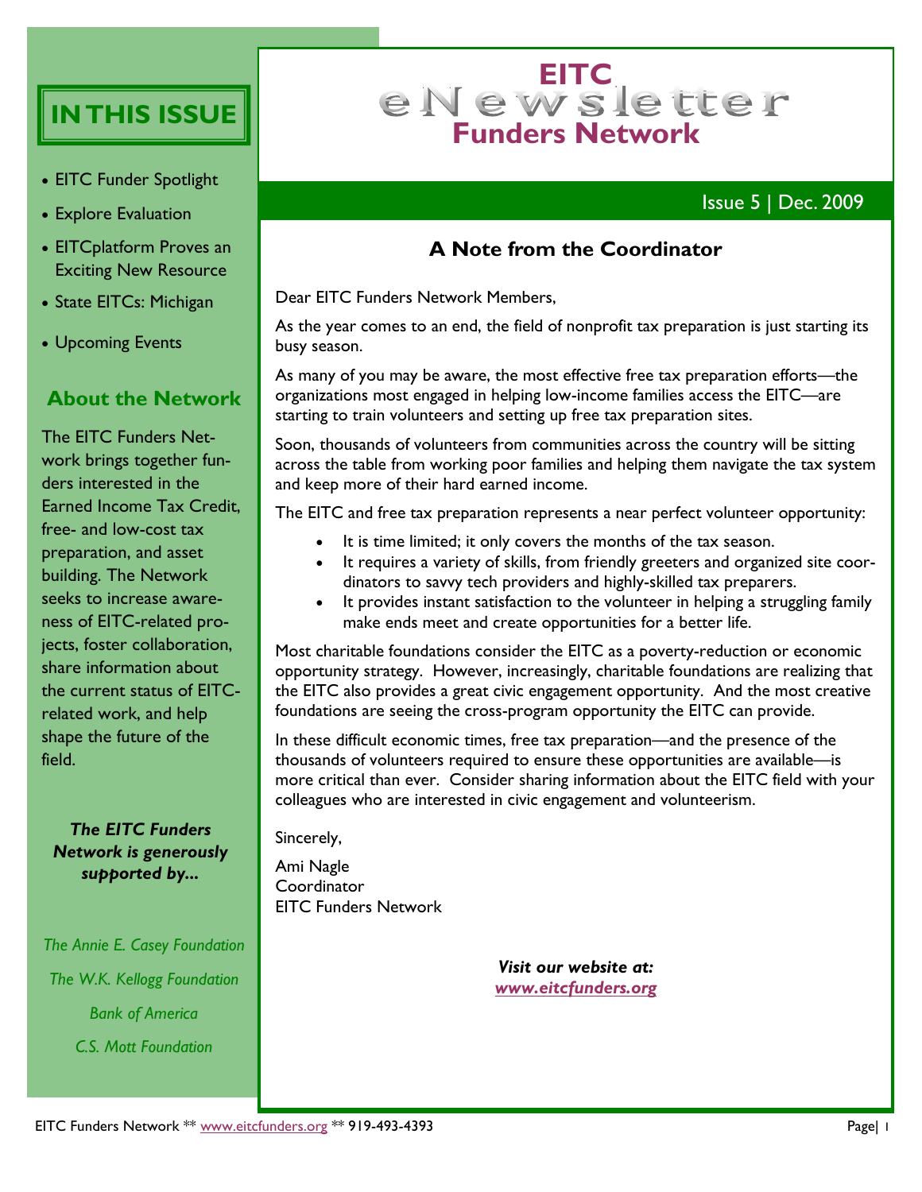# EITC eNewsletter Funders Network

Issue 5 | Dec. 2009

## A Note from the Coordinator

Dear EITC Funders Network Members,

As the year comes to an end, the field of nonprofit tax preparation is just starting its busy season.

As many of you may be aware, the most effective free tax preparation efforts—the organizations most engaged in helping low-income families access the EITC—are starting to train volunteers and setting up free tax preparation sites.

Soon, thousands of volunteers from communities across the country will be sitting across the table from working poor families and helping them navigate the tax system and keep more of their hard earned income.

The EITC and free tax preparation represents a near perfect volunteer opportunity:

- It is time limited; it only covers the months of the tax season.
- It requires a variety of skills, from friendly greeters and organized site coordinators to savvy tech providers and highly-skilled tax preparers.
- It provides instant satisfaction to the volunteer in helping a struggling family make ends meet and create opportunities for a better life.

Most charitable foundations consider the EITC as a poverty-reduction or economic opportunity strategy. However, increasingly, charitable foundations are realizing that the EITC also provides a great civic engagement opportunity. And the most creative foundations are seeing the cross-program opportunity the EITC can provide.

In these difficult economic times, free tax preparation—and the presence of the thousands of volunteers required to ensure these opportunities are available—is more critical than ever. Consider sharing information about the EITC field with your colleagues who are interested in civic engagement and volunteerism.

Sincerely,

Ami Nagle
Coordinator
EITC Funders Network

***Visit our website at:***
***www.eitcfunders.org***

## IN THIS ISSUE

- EITC Funder Spotlight
- Explore Evaluation
- EITCplatform Proves an Exciting New Resource
- State EITCs: Michigan
- Upcoming Events

## About the Network

The EITC Funders Network brings together funders interested in the Earned Income Tax Credit, free- and low-cost tax preparation, and asset building. The Network seeks to increase awareness of EITC-related projects, foster collaboration, share information about the current status of EITC-related work, and help shape the future of the field.

***The EITC Funders Network is generously supported by...***

*The Annie E. Casey Foundation*

*The W.K. Kellogg Foundation*

*Bank of America*

*C.S. Mott Foundation*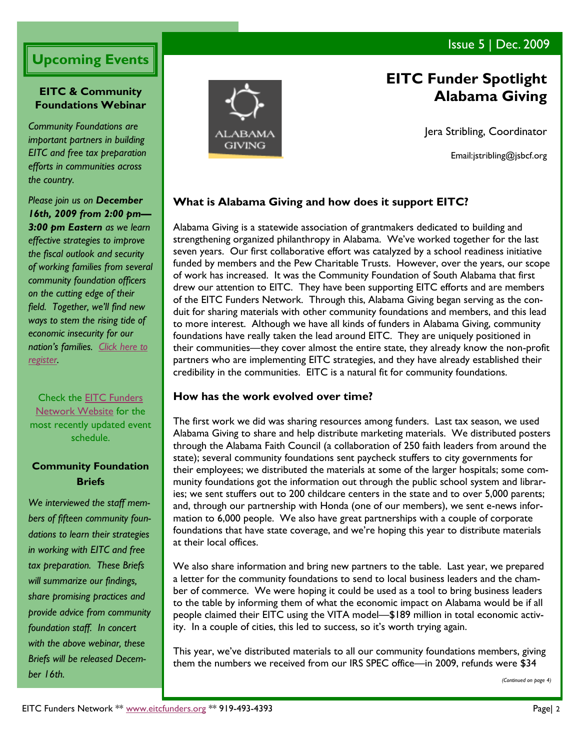Issue 5 | Dec. 2009

# EITC Funder Spotlight
# Alabama Giving

Jera Stribling, Coordinator

Email:jstribling@jsbcf.org

### What is Alabama Giving and how does it support EITC?

Alabama Giving is a statewide association of grantmakers dedicated to building and strengthening organized philanthropy in Alabama. We've worked together for the last seven years. Our first collaborative effort was catalyzed by a school readiness initiative funded by members and the Pew Charitable Trusts. However, over the years, our scope of work has increased. It was the Community Foundation of South Alabama that first drew our attention to EITC. They have been supporting EITC efforts and are members of the EITC Funders Network. Through this, Alabama Giving began serving as the conduit for sharing materials with other community foundations and members, and this lead to more interest. Although we have all kinds of funders in Alabama Giving, community foundations have really taken the lead around EITC. They are uniquely positioned in their communities—they cover almost the entire state, they already know the non-profit partners who are implementing EITC strategies, and they have already established their credibility in the communities. EITC is a natural fit for community foundations.

### How has the work evolved over time?

The first work we did was sharing resources among funders. Last tax season, we used Alabama Giving to share and help distribute marketing materials. We distributed posters through the Alabama Faith Council (a collaboration of 250 faith leaders from around the state); several community foundations sent paycheck stuffers to city governments for their employees; we distributed the materials at some of the larger hospitals; some community foundations got the information out through the public school system and libraries; we sent stuffers out to 200 childcare centers in the state and to over 5,000 parents; and, through our partnership with Honda (one of our members), we sent e-news information to 6,000 people. We also have great partnerships with a couple of corporate foundations that have state coverage, and we're hoping this year to distribute materials at their local offices.

We also share information and bring new partners to the table. Last year, we prepared a letter for the community foundations to send to local business leaders and the chamber of commerce. We were hoping it could be used as a tool to bring business leaders to the table by informing them of what the economic impact on Alabama would be if all people claimed their EITC using the VITA model—$189 million in total economic activity. In a couple of cities, this led to success, so it's worth trying again.

This year, we've distributed materials to all our community foundations members, giving them the numbers we received from our IRS SPEC office—in 2009, refunds were $34

*(Continued on page 4)*

## Upcoming Events

### EITC & Community Foundations Webinar

*Community Foundations are important partners in building EITC and free tax preparation efforts in communities across the country.*

*Please join us on **December 16th, 2009 from 2:00 pm—3:00 pm Eastern** as we learn effective strategies to improve the fiscal outlook and security of working families from several community foundation officers on the cutting edge of their field. Together, we'll find new ways to stem the rising tide of economic insecurity for our nation's families. Click here to register.*

Check the EITC Funders Network Website for the most recently updated event schedule.

### Community Foundation Briefs

*We interviewed the staff members of fifteen community foundations to learn their strategies in working with EITC and free tax preparation. These Briefs will summarize our findings, share promising practices and provide advice from community foundation staff. In concert with the above webinar, these Briefs will be released December 16th.*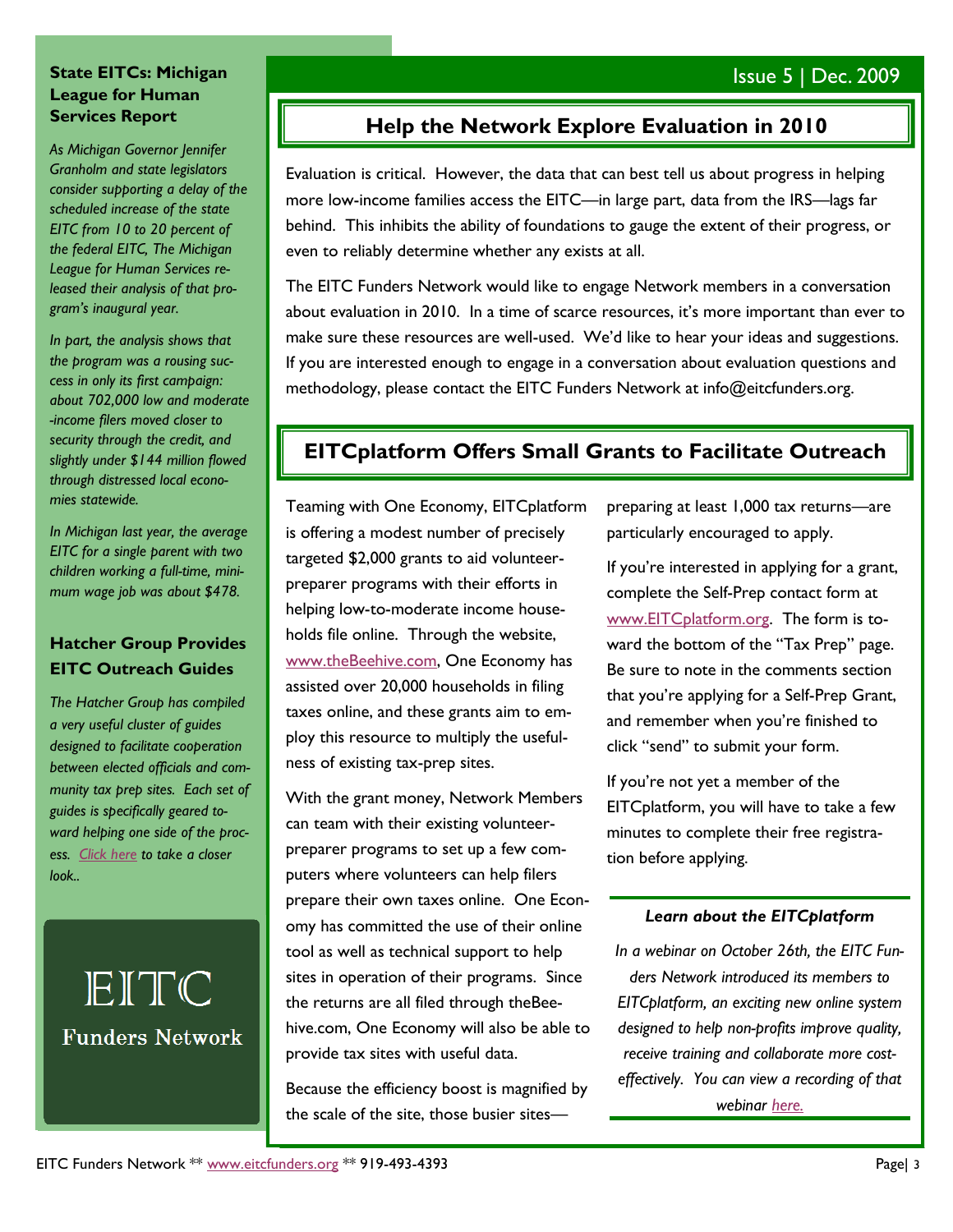## State EITCs: Michigan League for Human Services Report

*As Michigan Governor Jennifer Granholm and state legislators consider supporting a delay of the scheduled increase of the state EITC from 10 to 20 percent of the federal EITC, The Michigan League for Human Services released their analysis of that program's inaugural year.*

*In part, the analysis shows that the program was a rousing success in only its first campaign: about 702,000 low and moderate-income filers moved closer to security through the credit, and slightly under $144 million flowed through distressed local economies statewide.*

*In Michigan last year, the average EITC for a single parent with two children working a full-time, minimum wage job was about $478.*

## Hatcher Group Provides EITC Outreach Guides

*The Hatcher Group has compiled a very useful cluster of guides designed to facilitate cooperation between elected officials and community tax prep sites. Each set of guides is specifically geared toward helping one side of the process. Click here to take a closer look..*

EITC Funders Network

Issue 5 | Dec. 2009

## Help the Network Explore Evaluation in 2010

Evaluation is critical. However, the data that can best tell us about progress in helping more low-income families access the EITC—in large part, data from the IRS—lags far behind. This inhibits the ability of foundations to gauge the extent of their progress, or even to reliably determine whether any exists at all.

The EITC Funders Network would like to engage Network members in a conversation about evaluation in 2010. In a time of scarce resources, it's more important than ever to make sure these resources are well-used. We'd like to hear your ideas and suggestions. If you are interested enough to engage in a conversation about evaluation questions and methodology, please contact the EITC Funders Network at info@eitcfunders.org.

## EITCplatform Offers Small Grants to Facilitate Outreach

Teaming with One Economy, EITCplatform is offering a modest number of precisely targeted $2,000 grants to aid volunteer-preparer programs with their efforts in helping low-to-moderate income households file online. Through the website, www.theBeehive.com, One Economy has assisted over 20,000 households in filing taxes online, and these grants aim to employ this resource to multiply the usefulness of existing tax-prep sites.

With the grant money, Network Members can team with their existing volunteer-preparer programs to set up a few computers where volunteers can help filers prepare their own taxes online. One Economy has committed the use of their online tool as well as technical support to help sites in operation of their programs. Since the returns are all filed through theBeehive.com, One Economy will also be able to provide tax sites with useful data.

Because the efficiency boost is magnified by the scale of the site, those busier sites—preparing at least 1,000 tax returns—are particularly encouraged to apply.

If you're interested in applying for a grant, complete the Self-Prep contact form at www.EITCplatform.org. The form is toward the bottom of the "Tax Prep" page. Be sure to note in the comments section that you're applying for a Self-Prep Grant, and remember when you're finished to click "send" to submit your form.

If you're not yet a member of the EITCplatform, you will have to take a few minutes to complete their free registration before applying.

### *Learn about the EITCplatform*

*In a webinar on October 26th, the EITC Funders Network introduced its members to EITCplatform, an exciting new online system designed to help non-profits improve quality, receive training and collaborate more cost-effectively. You can view a recording of that webinar here.*

EITC Funders Network ** www.eitcfunders.org ** 919-493-4393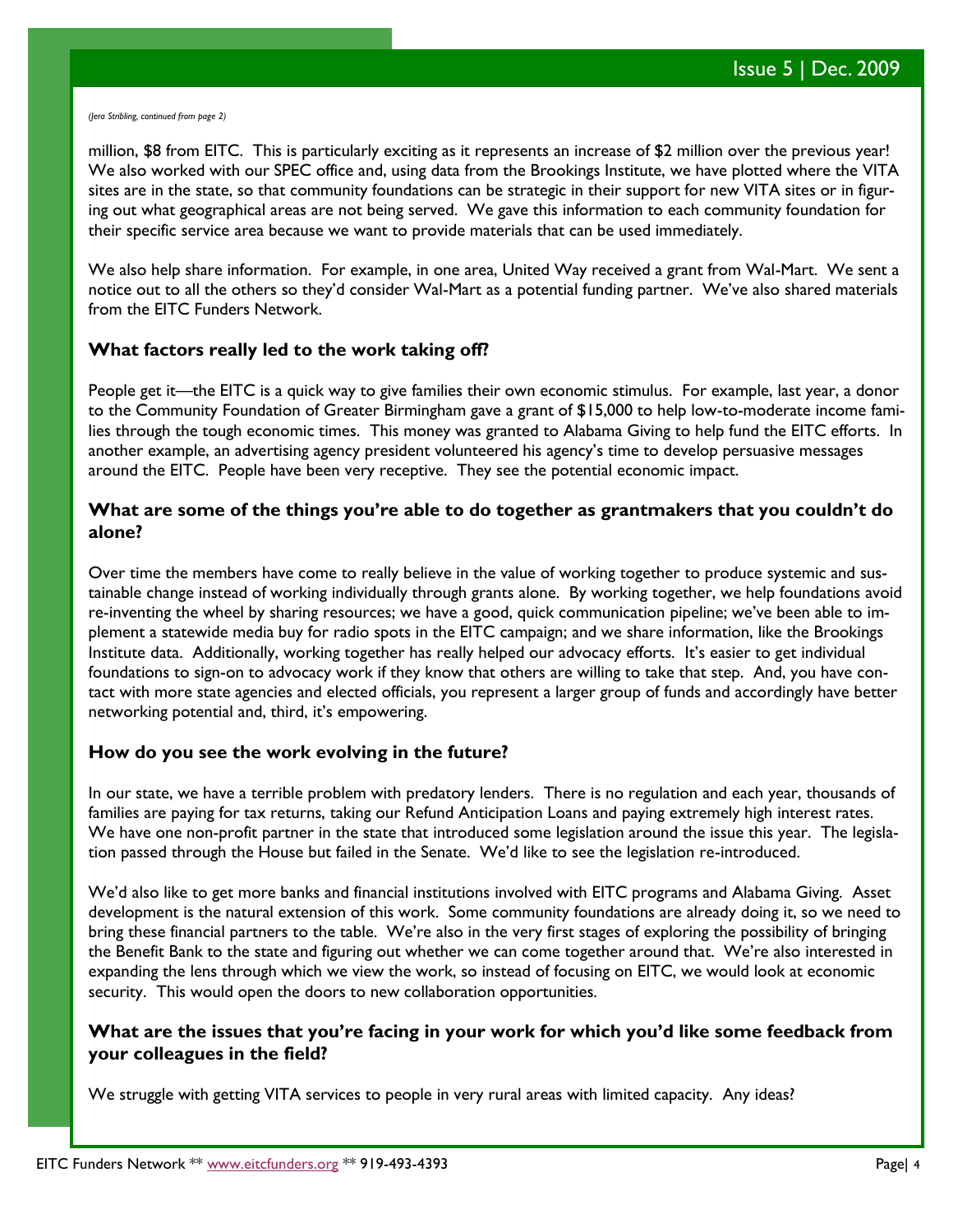*(Jera Stribling, continued from page 2)*

million, $8 from EITC. This is particularly exciting as it represents an increase of $2 million over the previous year! We also worked with our SPEC office and, using data from the Brookings Institute, we have plotted where the VITA sites are in the state, so that community foundations can be strategic in their support for new VITA sites or in figuring out what geographical areas are not being served. We gave this information to each community foundation for their specific service area because we want to provide materials that can be used immediately.

We also help share information. For example, in one area, United Way received a grant from Wal-Mart. We sent a notice out to all the others so they'd consider Wal-Mart as a potential funding partner. We've also shared materials from the EITC Funders Network.

### What factors really led to the work taking off?

People get it—the EITC is a quick way to give families their own economic stimulus. For example, last year, a donor to the Community Foundation of Greater Birmingham gave a grant of $15,000 to help low-to-moderate income families through the tough economic times. This money was granted to Alabama Giving to help fund the EITC efforts. In another example, an advertising agency president volunteered his agency's time to develop persuasive messages around the EITC. People have been very receptive. They see the potential economic impact.

### What are some of the things you're able to do together as grantmakers that you couldn't do alone?

Over time the members have come to really believe in the value of working together to produce systemic and sustainable change instead of working individually through grants alone. By working together, we help foundations avoid re-inventing the wheel by sharing resources; we have a good, quick communication pipeline; we've been able to implement a statewide media buy for radio spots in the EITC campaign; and we share information, like the Brookings Institute data. Additionally, working together has really helped our advocacy efforts. It's easier to get individual foundations to sign-on to advocacy work if they know that others are willing to take that step. And, you have contact with more state agencies and elected officials, you represent a larger group of funds and accordingly have better networking potential and, third, it's empowering.

### How do you see the work evolving in the future?

In our state, we have a terrible problem with predatory lenders. There is no regulation and each year, thousands of families are paying for tax returns, taking our Refund Anticipation Loans and paying extremely high interest rates. We have one non-profit partner in the state that introduced some legislation around the issue this year. The legislation passed through the House but failed in the Senate. We'd like to see the legislation re-introduced.

We'd also like to get more banks and financial institutions involved with EITC programs and Alabama Giving. Asset development is the natural extension of this work. Some community foundations are already doing it, so we need to bring these financial partners to the table. We're also in the very first stages of exploring the possibility of bringing the Benefit Bank to the state and figuring out whether we can come together around that. We're also interested in expanding the lens through which we view the work, so instead of focusing on EITC, we would look at economic security. This would open the doors to new collaboration opportunities.

### What are the issues that you're facing in your work for which you'd like some feedback from your colleagues in the field?

We struggle with getting VITA services to people in very rural areas with limited capacity. Any ideas?